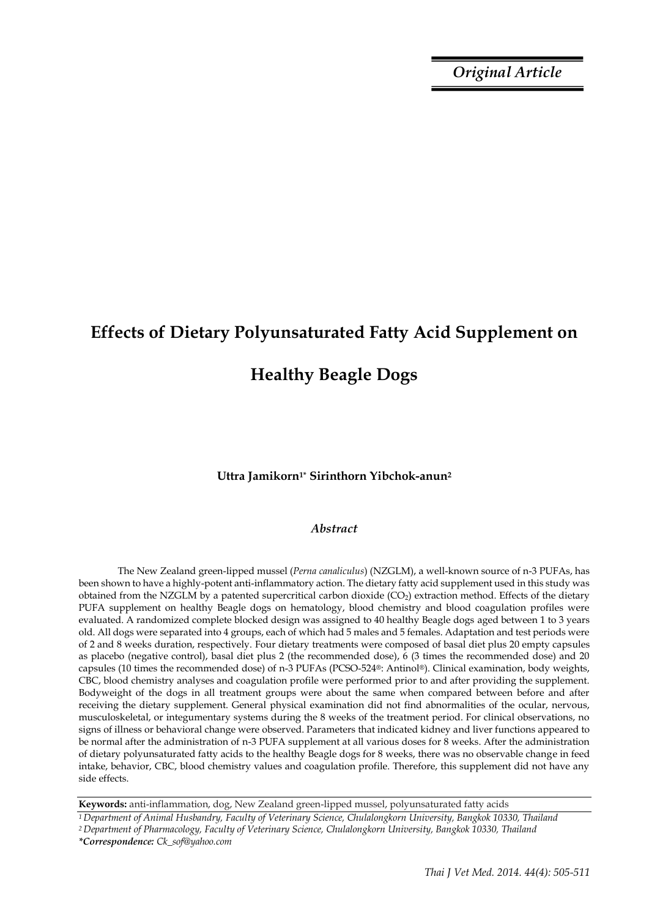*Original Article*

# Effects of Dietary Polyunsaturated Fatty Acid Supplement on Healthy Beagle Dogs

**Uttra Jamikorn[1*] Sirinthorn Yibchok-anun[2]**

## *Abstract*

The New Zealand green-lipped mussel (*Perna canaliculus*) (NZGLM), a well-known source of n-3 PUFAs, has been shown to have a highly-potent anti-inflammatory action. The dietary fatty acid supplement used in this study was obtained from the NZGLM by a patented supercritical carbon dioxide ($CO_2$) extraction method. Effects of the dietary PUFA supplement on healthy Beagle dogs on hematology, blood chemistry and blood coagulation profiles were evaluated. A randomized complete blocked design was assigned to 40 healthy Beagle dogs aged between 1 to 3 years old. All dogs were separated into 4 groups, each of which had 5 males and 5 females. Adaptation and test periods were of 2 and 8 weeks duration, respectively. Four dietary treatments were composed of basal diet plus 20 empty capsules as placebo (negative control), basal diet plus 2 (the recommended dose), 6 (3 times the recommended dose) and 20 capsules (10 times the recommended dose) of n-3 PUFAs (PCSO-524®: Antinol®). Clinical examination, body weights, CBC, blood chemistry analyses and coagulation profile were performed prior to and after providing the supplement. Bodyweight of the dogs in all treatment groups were about the same when compared between before and after receiving the dietary supplement. General physical examination did not find abnormalities of the ocular, nervous, musculoskeletal, or integumentary systems during the 8 weeks of the treatment period. For clinical observations, no signs of illness or behavioral change were observed. Parameters that indicated kidney and liver functions appeared to be normal after the administration of n-3 PUFA supplement at all various doses for 8 weeks. After the administration of dietary polyunsaturated fatty acids to the healthy Beagle dogs for 8 weeks, there was no observable change in feed intake, behavior, CBC, blood chemistry values and coagulation profile. Therefore, this supplement did not have any side effects.

**Keywords:** anti-inflammation, dog, New Zealand green-lipped mussel, polyunsaturated fatty acids

*[1] Department of Animal Husbandry, Faculty of Veterinary Science, Chulalongkorn University, Bangkok 10330, Thailand*

*[2] Department of Pharmacology, Faculty of Veterinary Science, Chulalongkorn University, Bangkok 10330, Thailand*

***Correspondence:** Ck_sof@yahoo.com*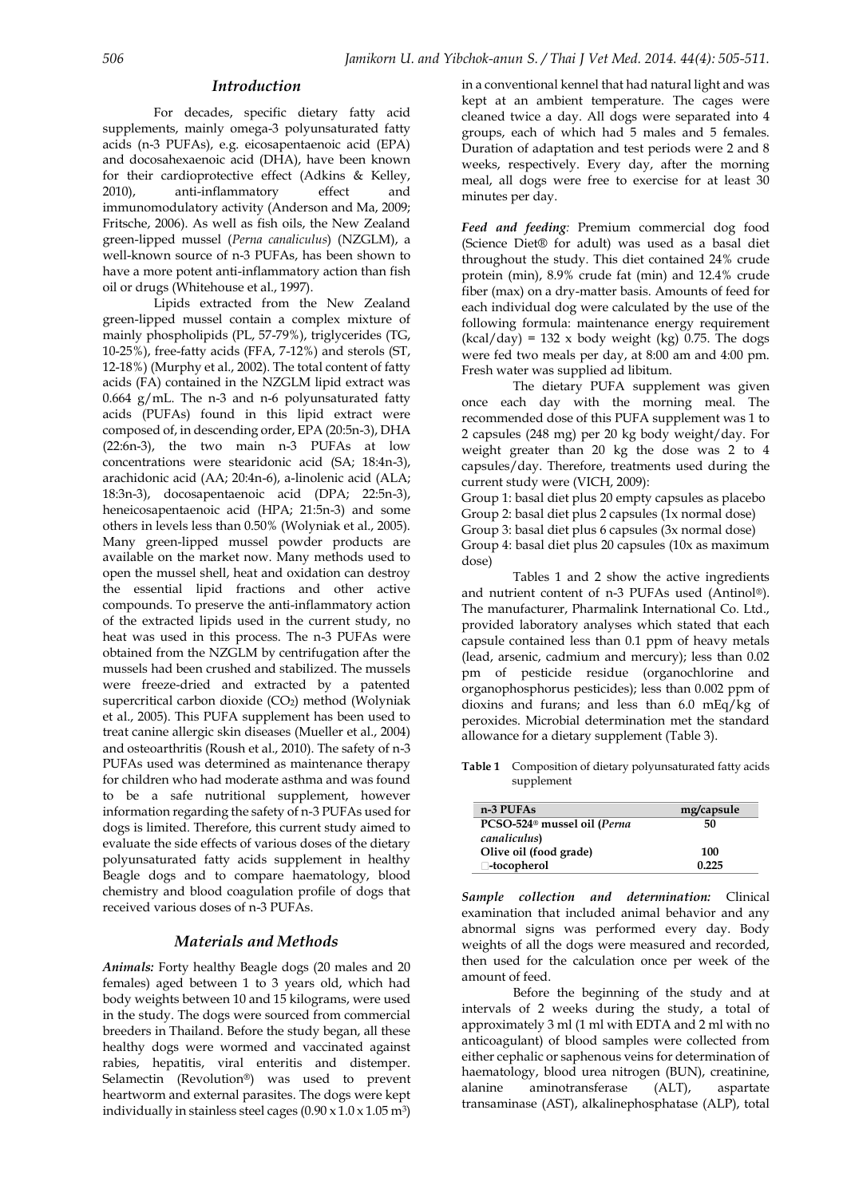## Introduction

For decades, specific dietary fatty acid supplements, mainly omega-3 polyunsaturated fatty acids (n-3 PUFAs), e.g. eicosapentaenoic acid (EPA) and docosahexaenoic acid (DHA), have been known for their cardioprotective effect (Adkins & Kelley, 2010), anti-inflammatory effect and immunomodulatory activity (Anderson and Ma, 2009; Fritsche, 2006). As well as fish oils, the New Zealand green-lipped mussel (*Perna canaliculus*) (NZGLM), a well-known source of n-3 PUFAs, has been shown to have a more potent anti-inflammatory action than fish oil or drugs (Whitehouse et al., 1997).

Lipids extracted from the New Zealand green-lipped mussel contain a complex mixture of mainly phospholipids (PL, 57-79%), triglycerides (TG, 10-25%), free-fatty acids (FFA, 7-12%) and sterols (ST, 12-18%) (Murphy et al., 2002). The total content of fatty acids (FA) contained in the NZGLM lipid extract was 0.664 g/mL. The n-3 and n-6 polyunsaturated fatty acids (PUFAs) found in this lipid extract were composed of, in descending order, EPA (20:5n-3), DHA (22:6n-3), the two main n-3 PUFAs at low concentrations were stearidonic acid (SA; 18:4n-3), arachidonic acid (AA; 20:4n-6), a-linolenic acid (ALA; 18:3n-3), docosapentaenoic acid (DPA; 22:5n-3), heneicosapentaenoic acid (HPA; 21:5n-3) and some others in levels less than 0.50% (Wolyniak et al., 2005). Many green-lipped mussel powder products are available on the market now. Many methods used to open the mussel shell, heat and oxidation can destroy the essential lipid fractions and other active compounds. To preserve the anti-inflammatory action of the extracted lipids used in the current study, no heat was used in this process. The n-3 PUFAs were obtained from the NZGLM by centrifugation after the mussels had been crushed and stabilized. The mussels were freeze-dried and extracted by a patented supercritical carbon dioxide ($CO_2$) method (Wolyniak et al., 2005). This PUFA supplement has been used to treat canine allergic skin diseases (Mueller et al., 2004) and osteoarthritis (Roush et al., 2010). The safety of n-3 PUFAs used was determined as maintenance therapy for children who had moderate asthma and was found to be a safe nutritional supplement, however information regarding the safety of n-3 PUFAs used for dogs is limited. Therefore, this current study aimed to evaluate the side effects of various doses of the dietary polyunsaturated fatty acids supplement in healthy Beagle dogs and to compare haematology, blood chemistry and blood coagulation profile of dogs that received various doses of n-3 PUFAs.

## Materials and Methods

***Animals:*** Forty healthy Beagle dogs (20 males and 20 females) aged between 1 to 3 years old, which had body weights between 10 and 15 kilograms, were used in the study. The dogs were sourced from commercial breeders in Thailand. Before the study began, all these healthy dogs were wormed and vaccinated against rabies, hepatitis, viral enteritis and distemper. Selamectin (Revolution®) was used to prevent heartworm and external parasites. The dogs were kept individually in stainless steel cages ($0.90 \times 1.0 \times 1.05$ m$^3$) in a conventional kennel that had natural light and was kept at an ambient temperature. The cages were cleaned twice a day. All dogs were separated into 4 groups, each of which had 5 males and 5 females. Duration of adaptation and test periods were 2 and 8 weeks, respectively. Every day, after the morning meal, all dogs were free to exercise for at least 30 minutes per day.

***Feed and feeding:*** Premium commercial dog food (Science Diet® for adult) was used as a basal diet throughout the study. This diet contained 24% crude protein (min), 8.9% crude fat (min) and 12.4% crude fiber (max) on a dry-matter basis. Amounts of feed for each individual dog were calculated by the use of the following formula: maintenance energy requirement (kcal/day) = 132 x body weight (kg) 0.75. The dogs were fed two meals per day, at 8:00 am and 4:00 pm. Fresh water was supplied ad libitum.

The dietary PUFA supplement was given once each day with the morning meal. The recommended dose of this PUFA supplement was 1 to 2 capsules (248 mg) per 20 kg body weight/day. For weight greater than 20 kg the dose was 2 to 4 capsules/day. Therefore, treatments used during the current study were (VICH, 2009):

Group 1: basal diet plus 20 empty capsules as placebo
Group 2: basal diet plus 2 capsules (1x normal dose)
Group 3: basal diet plus 6 capsules (3x normal dose)
Group 4: basal diet plus 20 capsules (10x as maximum dose)

Tables 1 and 2 show the active ingredients and nutrient content of n-3 PUFAs used (Antinol®). The manufacturer, Pharmalink International Co. Ltd., provided laboratory analyses which stated that each capsule contained less than 0.1 ppm of heavy metals (lead, arsenic, cadmium and mercury); less than 0.02 pm of pesticide residue (organochlorine and organophosphorus pesticides); less than 0.002 ppm of dioxins and furans; and less than 6.0 mEq/kg of peroxides. Microbial determination met the standard allowance for a dietary supplement (Table 3).

**Table 1** Composition of dietary polyunsaturated fatty acids supplement

| n-3 PUFAs | mg/capsule |
|---|---|
| PCSO-524® mussel oil (*Perna canaliculus*) | 50 |
| Olive oil (food grade) | 100 |
| -tocopherol | 0.225 |

***Sample collection and determination:*** Clinical examination that included animal behavior and any abnormal signs was performed every day. Body weights of all the dogs were measured and recorded, then used for the calculation once per week of the amount of feed.

Before the beginning of the study and at intervals of 2 weeks during the study, a total of approximately 3 ml (1 ml with EDTA and 2 ml with no anticoagulant) of blood samples were collected from either cephalic or saphenous veins for determination of haematology, blood urea nitrogen (BUN), creatinine, alanine aminotransferase (ALT), aspartate transaminase (AST), alkalinephosphatase (ALP), total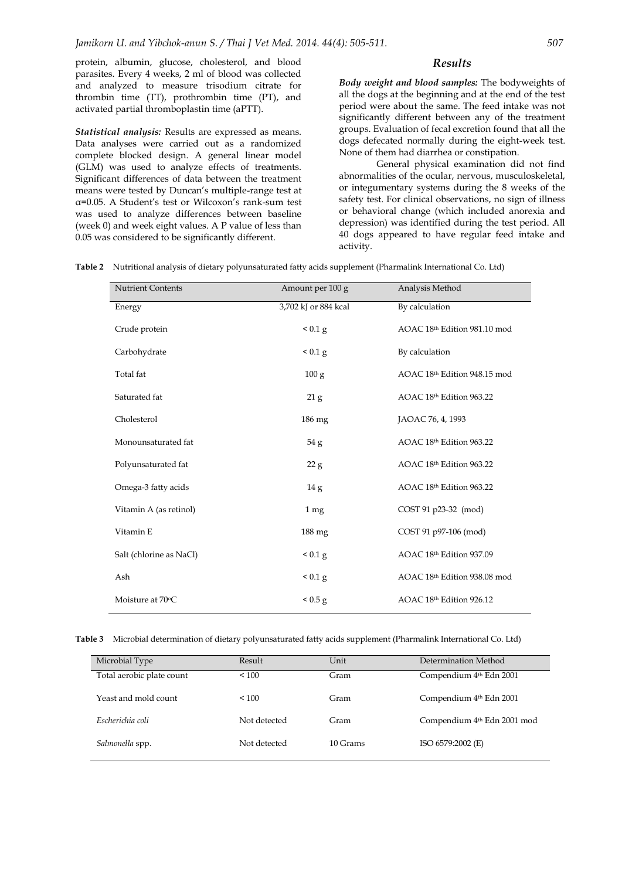protein, albumin, glucose, cholesterol, and blood parasites. Every 4 weeks, 2 ml of blood was collected and analyzed to measure trisodium citrate for thrombin time (TT), prothrombin time (PT), and activated partial thromboplastin time (aPTT).

***Statistical analysis:*** Results are expressed as means. Data analyses were carried out as a randomized complete blocked design. A general linear model (GLM) was used to analyze effects of treatments. Significant differences of data between the treatment means were tested by Duncan's multiple-range test at $\alpha$=0.05. A Student's test or Wilcoxon's rank-sum test was used to analyze differences between baseline (week 0) and week eight values. A P value of less than 0.05 was considered to be significantly different.

## *Results*

***Body weight and blood samples:*** The bodyweights of all the dogs at the beginning and at the end of the test period were about the same. The feed intake was not significantly different between any of the treatment groups. Evaluation of fecal excretion found that all the dogs defecated normally during the eight-week test. None of them had diarrhea or constipation.

General physical examination did not find abnormalities of the ocular, nervous, musculoskeletal, or integumentary systems during the 8 weeks of the safety test. For clinical observations, no sign of illness or behavioral change (which included anorexia and depression) was identified during the test period. All 40 dogs appeared to have regular feed intake and activity.

**Table 2** Nutritional analysis of dietary polyunsaturated fatty acids supplement (Pharmalink International Co. Ltd)

| Nutrient Contents | Amount per 100 g | Analysis Method |
|---|---|---|
| Energy | 3,702 kJ or 884 kcal | By calculation |
| Crude protein | < 0.1 g | AOAC 18th Edition 981.10 mod |
| Carbohydrate | < 0.1 g | By calculation |
| Total fat | 100 g | AOAC 18th Edition 948.15 mod |
| Saturated fat | 21 g | AOAC 18th Edition 963.22 |
| Cholesterol | 186 mg | JAOAC 76, 4, 1993 |
| Monounsaturated fat | 54 g | AOAC 18th Edition 963.22 |
| Polyunsaturated fat | 22 g | AOAC 18th Edition 963.22 |
| Omega-3 fatty acids | 14 g | AOAC 18th Edition 963.22 |
| Vitamin A (as retinol) | 1 mg | COST 91 p23-32 (mod) |
| Vitamin E | 188 mg | COST 91 p97-106 (mod) |
| Salt (chlorine as NaCl) | < 0.1 g | AOAC 18th Edition 937.09 |
| Ash | < 0.1 g | AOAC 18th Edition 938.08 mod |
| Moisture at 70°C | < 0.5 g | AOAC 18th Edition 926.12 |

**Table 3** Microbial determination of dietary polyunsaturated fatty acids supplement (Pharmalink International Co. Ltd)

| Microbial Type | Result | Unit | Determination Method |
|---|---|---|---|
| Total aerobic plate count | < 100 | Gram | Compendium 4th Edn 2001 |
| Yeast and mold count | < 100 | Gram | Compendium 4th Edn 2001 |
| *Escherichia coli* | Not detected | Gram | Compendium 4th Edn 2001 mod |
| *Salmonella* spp. | Not detected | 10 Grams | ISO 6579:2002 (E) |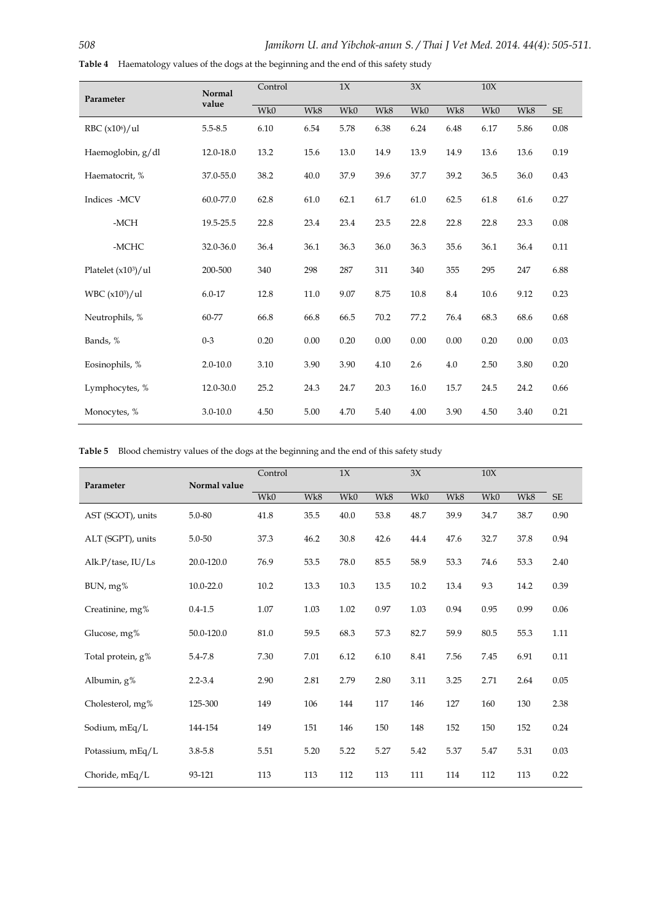**Table 4** Haematology values of the dogs at the beginning and the end of this safety study

| Parameter | Normal value | Control | | 1X | | 3X | | 10X | | |
|---|---|---|---|---|---|---|---|---|---|---|
| | | Wk0 | Wk8 | Wk0 | Wk8 | Wk0 | Wk8 | Wk0 | Wk8 | SE |
| RBC ($x10^6$)/ul | 5.5-8.5 | 6.10 | 6.54 | 5.78 | 6.38 | 6.24 | 6.48 | 6.17 | 5.86 | 0.08 |
| Haemoglobin, g/dl | 12.0-18.0 | 13.2 | 15.6 | 13.0 | 14.9 | 13.9 | 14.9 | 13.6 | 13.6 | 0.19 |
| Haematocrit, % | 37.0-55.0 | 38.2 | 40.0 | 37.9 | 39.6 | 37.7 | 39.2 | 36.5 | 36.0 | 0.43 |
| Indices -MCV | 60.0-77.0 | 62.8 | 61.0 | 62.1 | 61.7 | 61.0 | 62.5 | 61.8 | 61.6 | 0.27 |
| -MCH | 19.5-25.5 | 22.8 | 23.4 | 23.4 | 23.5 | 22.8 | 22.8 | 22.8 | 23.3 | 0.08 |
| -MCHC | 32.0-36.0 | 36.4 | 36.1 | 36.3 | 36.0 | 36.3 | 35.6 | 36.1 | 36.4 | 0.11 |
| Platelet ($x10^3$)/ul | 200-500 | 340 | 298 | 287 | 311 | 340 | 355 | 295 | 247 | 6.88 |
| WBC ($x10^3$)/ul | 6.0-17 | 12.8 | 11.0 | 9.07 | 8.75 | 10.8 | 8.4 | 10.6 | 9.12 | 0.23 |
| Neutrophils, % | 60-77 | 66.8 | 66.8 | 66.5 | 70.2 | 77.2 | 76.4 | 68.3 | 68.6 | 0.68 |
| Bands, % | 0-3 | 0.20 | 0.00 | 0.20 | 0.00 | 0.00 | 0.00 | 0.20 | 0.00 | 0.03 |
| Eosinophils, % | 2.0-10.0 | 3.10 | 3.90 | 3.90 | 4.10 | 2.6 | 4.0 | 2.50 | 3.80 | 0.20 |
| Lymphocytes, % | 12.0-30.0 | 25.2 | 24.3 | 24.7 | 20.3 | 16.0 | 15.7 | 24.5 | 24.2 | 0.66 |
| Monocytes, % | 3.0-10.0 | 4.50 | 5.00 | 4.70 | 5.40 | 4.00 | 3.90 | 4.50 | 3.40 | 0.21 |

**Table 5** Blood chemistry values of the dogs at the beginning and the end of this safety study

| Parameter | Normal value | Control | | 1X | | 3X | | 10X | | |
|---|---|---|---|---|---|---|---|---|---|---|
| | | Wk0 | Wk8 | Wk0 | Wk8 | Wk0 | Wk8 | Wk0 | Wk8 | SE |
| AST (SGOT), units | 5.0-80 | 41.8 | 35.5 | 40.0 | 53.8 | 48.7 | 39.9 | 34.7 | 38.7 | 0.90 |
| ALT (SGPT), units | 5.0-50 | 37.3 | 46.2 | 30.8 | 42.6 | 44.4 | 47.6 | 32.7 | 37.8 | 0.94 |
| Alk.P/tase, IU/Ls | 20.0-120.0 | 76.9 | 53.5 | 78.0 | 85.5 | 58.9 | 53.3 | 74.6 | 53.3 | 2.40 |
| BUN, mg% | 10.0-22.0 | 10.2 | 13.3 | 10.3 | 13.5 | 10.2 | 13.4 | 9.3 | 14.2 | 0.39 |
| Creatinine, mg% | 0.4-1.5 | 1.07 | 1.03 | 1.02 | 0.97 | 1.03 | 0.94 | 0.95 | 0.99 | 0.06 |
| Glucose, mg% | 50.0-120.0 | 81.0 | 59.5 | 68.3 | 57.3 | 82.7 | 59.9 | 80.5 | 55.3 | 1.11 |
| Total protein, g% | 5.4-7.8 | 7.30 | 7.01 | 6.12 | 6.10 | 8.41 | 7.56 | 7.45 | 6.91 | 0.11 |
| Albumin, g% | 2.2-3.4 | 2.90 | 2.81 | 2.79 | 2.80 | 3.11 | 3.25 | 2.71 | 2.64 | 0.05 |
| Cholesterol, mg% | 125-300 | 149 | 106 | 144 | 117 | 146 | 127 | 160 | 130 | 2.38 |
| Sodium, mEq/L | 144-154 | 149 | 151 | 146 | 150 | 148 | 152 | 150 | 152 | 0.24 |
| Potassium, mEq/L | 3.8-5.8 | 5.51 | 5.20 | 5.22 | 5.27 | 5.42 | 5.37 | 5.47 | 5.31 | 0.03 |
| Choride, mEq/L | 93-121 | 113 | 113 | 112 | 113 | 111 | 114 | 112 | 113 | 0.22 |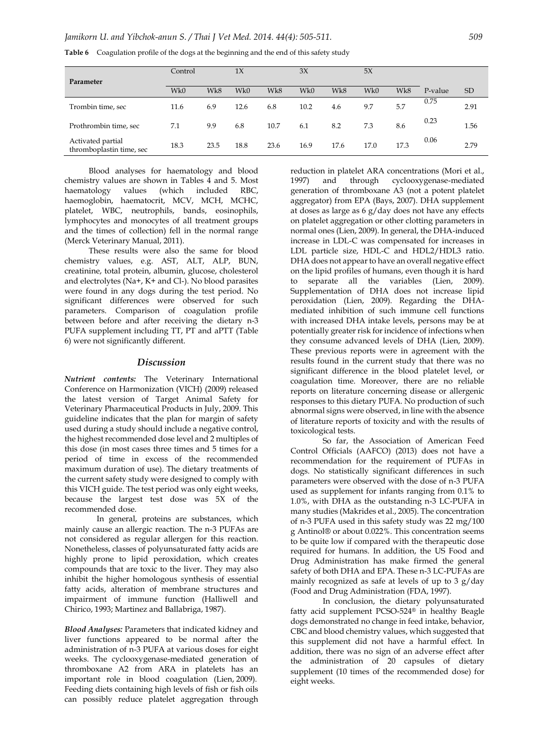**Table 6** Coagulation profile of the dogs at the beginning and the end of this safety study

| Parameter | Control | | 1X | | 3X | | 5X | | | |
|---|---|---|---|---|---|---|---|---|---|---|
| | Wk0 | Wk8 | Wk0 | Wk8 | Wk0 | Wk8 | Wk0 | Wk8 | P-value | SD |
| Trombin time, sec | 11.6 | 6.9 | 12.6 | 6.8 | 10.2 | 4.6 | 9.7 | 5.7 | 0.75 | 2.91 |
| Prothrombin time, sec | 7.1 | 9.9 | 6.8 | 10.7 | 6.1 | 8.2 | 7.3 | 8.6 | 0.23 | 1.56 |
| Activated partial thromboplastin time, sec | 18.3 | 23.5 | 18.8 | 23.6 | 16.9 | 17.6 | 17.0 | 17.3 | 0.06 | 2.79 |

Blood analyses for haematology and blood chemistry values are shown in Tables 4 and 5. Most haematology values (which included RBC, haemoglobin, haematocrit, MCV, MCH, MCHC, platelet, WBC, neutrophils, bands, eosinophils, lymphocytes and monocytes of all treatment groups and the times of collection) fell in the normal range (Merck Veterinary Manual, 2011).

These results were also the same for blood chemistry values, e.g. AST, ALT, ALP, BUN, creatinine, total protein, albumin, glucose, cholesterol and electrolytes ($Na^+$, $K^+$ and $Cl^-$). No blood parasites were found in any dogs during the test period. No significant differences were observed for such parameters. Comparison of coagulation profile between before and after receiving the dietary n-3 PUFA supplement including TT, PT and aPTT (Table 6) were not significantly different.

## *Discussion*

***Nutrient contents:*** The Veterinary International Conference on Harmonization (VICH) (2009) released the latest version of Target Animal Safety for Veterinary Pharmaceutical Products in July, 2009. This guideline indicates that the plan for margin of safety used during a study should include a negative control, the highest recommended dose level and 2 multiples of this dose (in most cases three times and 5 times for a period of time in excess of the recommended maximum duration of use). The dietary treatments of the current safety study were designed to comply with this VICH guide. The test period was only eight weeks, because the largest test dose was 5X of the recommended dose.

In general, proteins are substances, which mainly cause an allergic reaction. The n-3 PUFAs are not considered as regular allergen for this reaction. Nonetheless, classes of polyunsaturated fatty acids are highly prone to lipid peroxidation, which creates compounds that are toxic to the liver. They may also inhibit the higher homologous synthesis of essential fatty acids, alteration of membrane structures and impairment of immune function (Halliwell and Chirico, 1993; Martinez and Ballabriga, 1987).

***Blood Analyses:*** Parameters that indicated kidney and liver functions appeared to be normal after the administration of n-3 PUFA at various doses for eight weeks. The cyclooxygenase-mediated generation of thromboxane A2 from ARA in platelets has an important role in blood coagulation (Lien, 2009). Feeding diets containing high levels of fish or fish oils can possibly reduce platelet aggregation through reduction in platelet ARA concentrations (Mori et al., 1997) and through cyclooxygenase-mediated generation of thromboxane A3 (not a potent platelet aggregator) from EPA (Bays, 2007). DHA supplement at doses as large as 6 g/day does not have any effects on platelet aggregation or other clotting parameters in normal ones (Lien, 2009). In general, the DHA-induced increase in LDL-C was compensated for increases in LDL particle size, HDL-C and HDL2/HDL3 ratio. DHA does not appear to have an overall negative effect on the lipid profiles of humans, even though it is hard to separate all the variables (Lien, 2009). Supplementation of DHA does not increase lipid peroxidation (Lien, 2009). Regarding the DHA-mediated inhibition of such immune cell functions with increased DHA intake levels, persons may be at potentially greater risk for incidence of infections when they consume advanced levels of DHA (Lien, 2009). These previous reports were in agreement with the results found in the current study that there was no significant difference in the blood platelet level, or coagulation time. Moreover, there are no reliable reports on literature concerning disease or allergenic responses to this dietary PUFA. No production of such abnormal signs were observed, in line with the absence of literature reports of toxicity and with the results of toxicological tests.

So far, the Association of American Feed Control Officials (AAFCO) (2013) does not have a recommendation for the requirement of PUFAs in dogs. No statistically significant differences in such parameters were observed with the dose of n-3 PUFA used as supplement for infants ranging from 0.1% to 1.0%, with DHA as the outstanding n-3 LC-PUFA in many studies (Makrides et al., 2005). The concentration of n-3 PUFA used in this safety study was 22 mg/100 g Antinol® or about 0.022%. This concentration seems to be quite low if compared with the therapeutic dose required for humans. In addition, the US Food and Drug Administration has make firmed the general safety of both DHA and EPA. These n-3 LC-PUFAs are mainly recognized as safe at levels of up to 3 g/day (Food and Drug Administration (FDA, 1997).

In conclusion, the dietary polyunsaturated fatty acid supplement PCSO-524® in healthy Beagle dogs demonstrated no change in feed intake, behavior, CBC and blood chemistry values, which suggested that this supplement did not have a harmful effect. In addition, there was no sign of an adverse effect after the administration of 20 capsules of dietary supplement (10 times of the recommended dose) for eight weeks.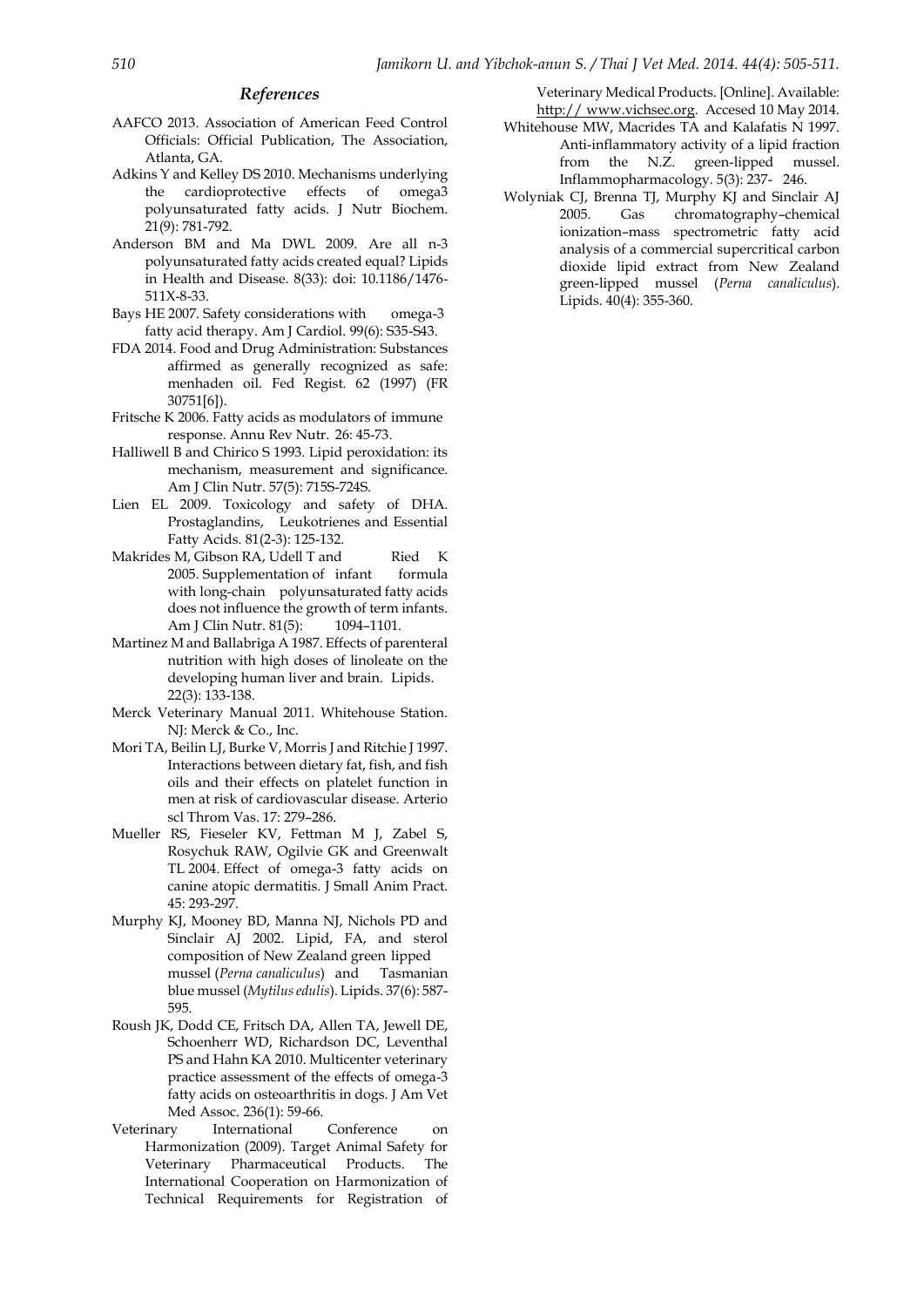## References

AAFCO 2013. Association of American Feed Control Officials: Official Publication, The Association, Atlanta, GA.

Adkins Y and Kelley DS 2010. Mechanisms underlying the cardioprotective effects of omega3 polyunsaturated fatty acids. J Nutr Biochem. 21(9): 781-792.

Anderson BM and Ma DWL 2009. Are all n-3 polyunsaturated fatty acids created equal? Lipids in Health and Disease. 8(33): doi: 10.1186/1476-511X-8-33.

Bays HE 2007. Safety considerations with omega-3 fatty acid therapy. Am J Cardiol. 99(6): S35-S43.

FDA 2014. Food and Drug Administration: Substances affirmed as generally recognized as safe: menhaden oil. Fed Regist. 62 (1997) (FR 30751[6]).

Fritsche K 2006. Fatty acids as modulators of immune response. Annu Rev Nutr. 26: 45-73.

Halliwell B and Chirico S 1993. Lipid peroxidation: its mechanism, measurement and significance. Am J Clin Nutr. 57(5): 715S-724S.

Lien EL 2009. Toxicology and safety of DHA. Prostaglandins, Leukotrienes and Essential Fatty Acids. 81(2-3): 125-132.

Makrides M, Gibson RA, Udell T and Ried K 2005. Supplementation of infant formula with long-chain polyunsaturated fatty acids does not influence the growth of term infants. Am J Clin Nutr. 81(5): 1094–1101.

Martinez M and Ballabriga A 1987. Effects of parenteral nutrition with high doses of linoleate on the developing human liver and brain. Lipids. 22(3): 133-138.

Merck Veterinary Manual 2011. Whitehouse Station. NJ: Merck & Co., Inc.

Mori TA, Beilin LJ, Burke V, Morris J and Ritchie J 1997. Interactions between dietary fat, fish, and fish oils and their effects on platelet function in men at risk of cardiovascular disease. Arterio scl Throm Vas. 17: 279–286.

Mueller RS, Fieseler KV, Fettman M J, Zabel S, Rosychuk RAW, Ogilvie GK and Greenwalt TL 2004. Effect of omega-3 fatty acids on canine atopic dermatitis. J Small Anim Pract. 45: 293-297.

Murphy KJ, Mooney BD, Manna NJ, Nichols PD and Sinclair AJ 2002. Lipid, FA, and sterol composition of New Zealand green lipped mussel (*Perna canaliculus*) and Tasmanian blue mussel (*Mytilus edulis*). Lipids. 37(6): 587-595.

Roush JK, Dodd CE, Fritsch DA, Allen TA, Jewell DE, Schoenherr WD, Richardson DC, Leventhal PS and Hahn KA 2010. Multicenter veterinary practice assessment of the effects of omega-3 fatty acids on osteoarthritis in dogs. J Am Vet Med Assoc. 236(1): 59-66.

Veterinary International Conference on Harmonization (2009). Target Animal Safety for Veterinary Pharmaceutical Products. The International Cooperation on Harmonization of Technical Requirements for Registration of Veterinary Medical Products. [Online]. Available: http:// www.vichsec.org. Accesed 10 May 2014.

Whitehouse MW, Macrides TA and Kalafatis N 1997. Anti-inflammatory activity of a lipid fraction from the N.Z. green-lipped mussel. Inflammopharmacology. 5(3): 237- 246.

Wolyniak CJ, Brenna TJ, Murphy KJ and Sinclair AJ 2005. Gas chromatography–chemical ionization–mass spectrometric fatty acid analysis of a commercial supercritical carbon dioxide lipid extract from New Zealand green-lipped mussel (*Perna canaliculus*). Lipids. 40(4): 355-360.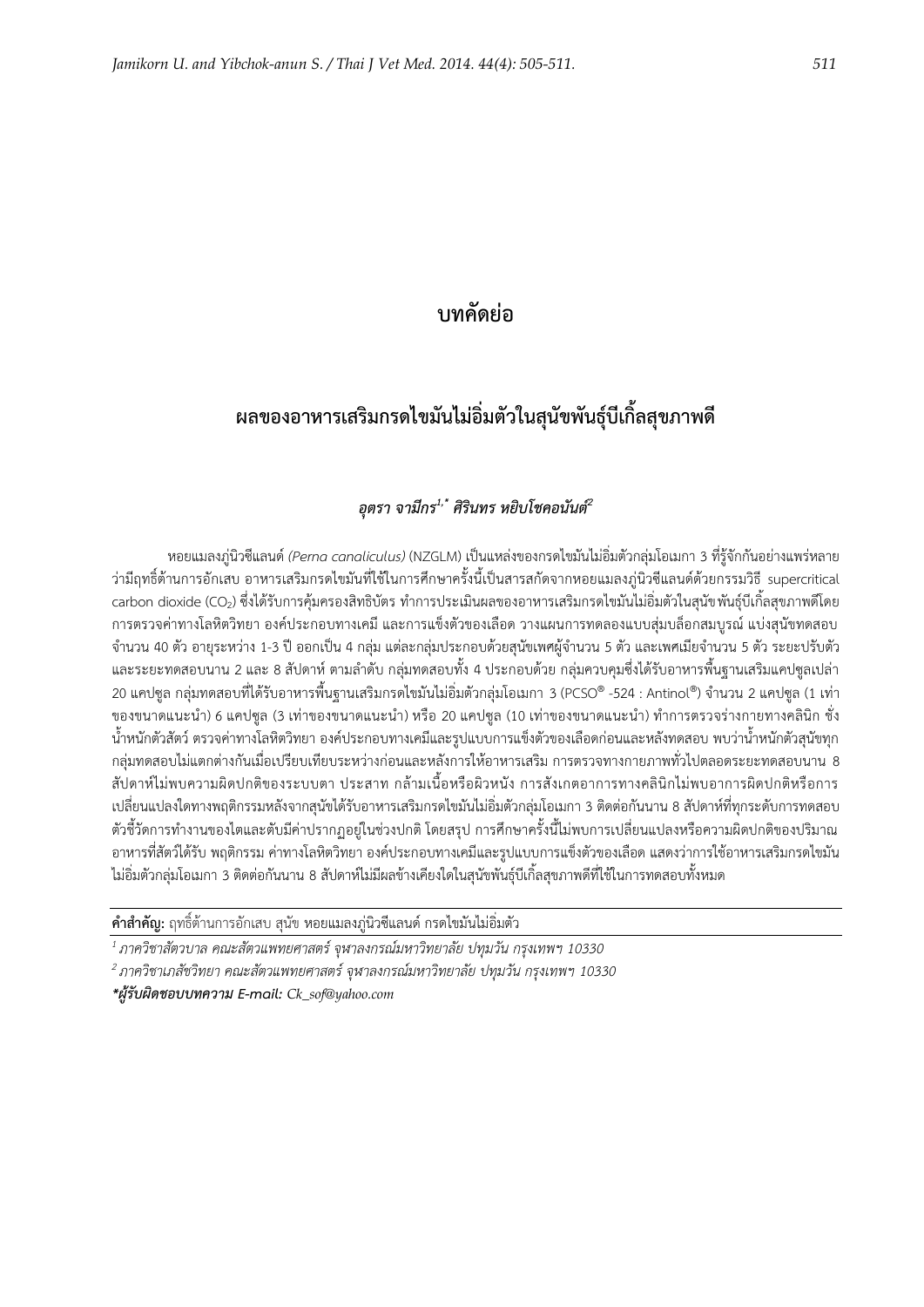# บทคัดย่อ

## ผลของอาหารเสริมกรดไขมันไม่อิ่มตัวในสุนัขพันธุ์บีเกิ้ลสุขภาพดี

### *อุตรา จามีกร*[1,*] *ศิรินทร หยิบโชคอนันต์*[2]

หอยแมลงภู่นิวซีแลนด์ *(Perna canaliculus)* (NZGLM) เป็นแหล่งของกรดไขมันไม่อิ่มตัวกลุ่มโอเมกา 3 ที่รู้จักกันอย่างแพร่หลายว่ามีฤทธิ์ต้านการอักเสบ อาหารเสริมกรดไขมันที่ใช้ในการศึกษาครั้งนี้เป็นสารสกัดจากหอยแมลงภู่นิวซีแลนด์ด้วยกรรมวิธี supercritical carbon dioxide ($CO_2$) ซึ่งได้รับการคุ้มครองสิทธิบัตร ทำการประเมินผลของอาหารเสริมกรดไขมันไม่อิ่มตัวในสุนัขพันธุ์บีเกิ้ลสุขภาพดีโดยการตรวจค่าทางโลหิตวิทยา องค์ประกอบทางเคมี และการแข็งตัวของเลือด วางแผนการทดลองแบบสุ่มบล็อกสมบูรณ์ แบ่งสุนัขทดสอบจำนวน 40 ตัว อายุระหว่าง 1-3 ปี ออกเป็น 4 กลุ่ม แต่ละกลุ่มประกอบด้วยสุนัขเพศผู้จำนวน 5 ตัว และเพศเมียจำนวน 5 ตัว ระยะปรับตัวและระยะทดสอบนาน 2 และ 8 สัปดาห์ ตามลำดับ กลุ่มทดสอบทั้ง 4 ประกอบด้วย กลุ่มควบคุมซึ่งได้รับอาหารพื้นฐานเสริมแคปซูลเปล่า 20 แคปซูล กลุ่มทดสอบที่ได้รับอาหารพื้นฐานเสริมกรดไขมันไม่อิ่มตัวกลุ่มโอเมกา 3 (PCSO® -524 : Antinol®) จำนวน 2 แคปซูล (1 เท่าของขนาดแนะนำ) 6 แคปซูล (3 เท่าของขนาดแนะนำ) หรือ 20 แคปซูล (10 เท่าของขนาดแนะนำ) ทำการตรวจร่างกายทางคลินิก ชั่งน้ำหนักตัวสัตว์ ตรวจค่าทางโลหิตวิทยา องค์ประกอบทางเคมีและรูปแบบการแข็งตัวของเลือดก่อนและหลังทดสอบ พบว่าน้ำหนักตัวสุนัขทุกกลุ่มทดสอบไม่แตกต่างกันเมื่อเปรียบเทียบระหว่างก่อนและหลังการให้อาหารเสริม การตรวจทางกายภาพทั่วไปตลอดระยะทดสอบนาน 8 สัปดาห์ไม่พบความผิดปกติของระบบตา ประสาท กล้ามเนื้อหรือผิวหนัง การสังเกตอาการทางคลินิกไม่พบอาการผิดปกติหรือการเปลี่ยนแปลงใดทางพฤติกรรมหลังจากสุนัขได้รับอาหารเสริมกรดไขมันไม่อิ่มตัวกลุ่มโอเมกา 3 ติดต่อกันนาน 8 สัปดาห์ที่ทุกระดับการทดสอบ ตัวชี้วัดการทำงานของไตและตับมีค่าปรากฏอยู่ในช่วงปกติ โดยสรุป การศึกษาครั้งนี้ไม่พบการเปลี่ยนแปลงหรือความผิดปกติของปริมาณอาหารที่สัตว์ได้รับ พฤติกรรม ค่าทางโลหิตวิทยา องค์ประกอบทางเคมีและรูปแบบการแข็งตัวของเลือด แสดงว่าการใช้อาหารเสริมกรดไขมันไม่อิ่มตัวกลุ่มโอเมกา 3 ติดต่อกันนาน 8 สัปดาห์ไม่มีผลข้างเคียงใดในสุนัขพันธุ์บีเกิ้ลสุขภาพดีที่ใช้ในการทดสอบทั้งหมด

**คำสำคัญ:** ฤทธิ์ต้านการอักเสบ สุนัข หอยแมลงภู่นิวซีแลนด์ กรดไขมันไม่อิ่มตัว

[1] *ภาควิชาสัตวบาล คณะสัตวแพทยศาสตร์ จุฬาลงกรณ์มหาวิทยาลัย ปทุมวัน กรุงเทพฯ 10330*

[2] *ภาควิชาเภสัชวิทยา คณะสัตวแพทยศาสตร์ จุฬาลงกรณ์มหาวิทยาลัย ปทุมวัน กรุงเทพฯ 10330*

***ผู้รับผิดชอบบทความ E-mail:** *Ck_sof@yahoo.com*